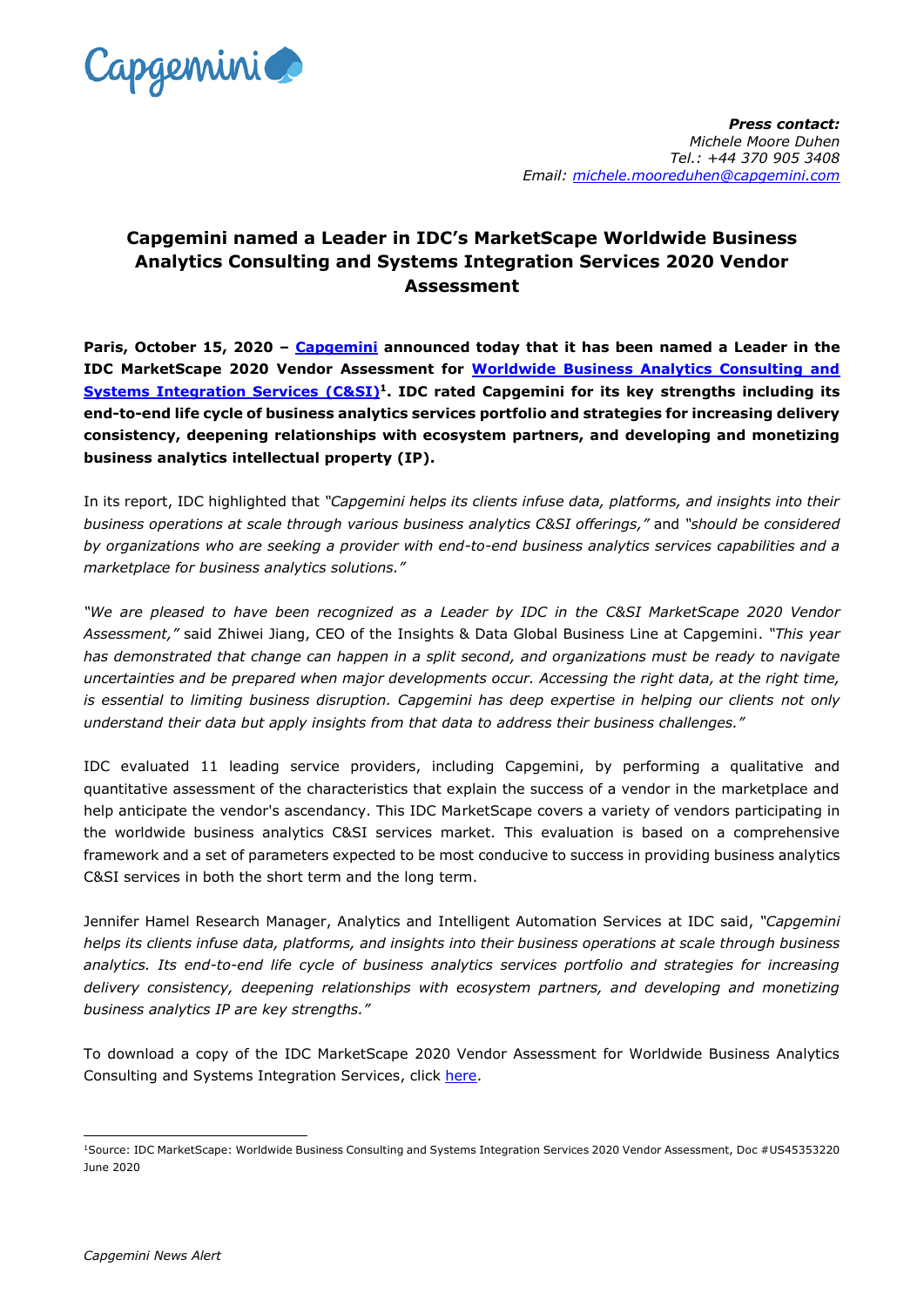**Press contact:**
*Michele Moore Duhen*
*Tel.: +44 370 905 3408*
*Email: michele.mooreduhen@capgemini.com*

# Capgemini named a Leader in IDC's MarketScape Worldwide Business Analytics Consulting and Systems Integration Services 2020 Vendor Assessment

**Paris, October 15, 2020 – Capgemini announced today that it has been named a Leader in the IDC MarketScape 2020 Vendor Assessment for Worldwide Business Analytics Consulting and Systems Integration Services (C&SI)[1]. IDC rated Capgemini for its key strengths including its end-to-end life cycle of business analytics services portfolio and strategies for increasing delivery consistency, deepening relationships with ecosystem partners, and developing and monetizing business analytics intellectual property (IP).**

In its report, IDC highlighted that *"Capgemini helps its clients infuse data, platforms, and insights into their business operations at scale through various business analytics C&SI offerings,"* and *"should be considered by organizations who are seeking a provider with end-to-end business analytics services capabilities and a marketplace for business analytics solutions."*

*"We are pleased to have been recognized as a Leader by IDC in the C&SI MarketScape 2020 Vendor Assessment,"* said Zhiwei Jiang, CEO of the Insights & Data Global Business Line at Capgemini. *"This year has demonstrated that change can happen in a split second, and organizations must be ready to navigate uncertainties and be prepared when major developments occur. Accessing the right data, at the right time, is essential to limiting business disruption. Capgemini has deep expertise in helping our clients not only understand their data but apply insights from that data to address their business challenges."*

IDC evaluated 11 leading service providers, including Capgemini, by performing a qualitative and quantitative assessment of the characteristics that explain the success of a vendor in the marketplace and help anticipate the vendor's ascendancy. This IDC MarketScape covers a variety of vendors participating in the worldwide business analytics C&SI services market. This evaluation is based on a comprehensive framework and a set of parameters expected to be most conducive to success in providing business analytics C&SI services in both the short term and the long term.

Jennifer Hamel Research Manager, Analytics and Intelligent Automation Services at IDC said, *"Capgemini helps its clients infuse data, platforms, and insights into their business operations at scale through business analytics. Its end-to-end life cycle of business analytics services portfolio and strategies for increasing delivery consistency, deepening relationships with ecosystem partners, and developing and monetizing business analytics IP are key strengths."*

To download a copy of the IDC MarketScape 2020 Vendor Assessment for Worldwide Business Analytics Consulting and Systems Integration Services, click here.

---

[1]Source: IDC MarketScape: Worldwide Business Consulting and Systems Integration Services 2020 Vendor Assessment, Doc #US45353220 June 2020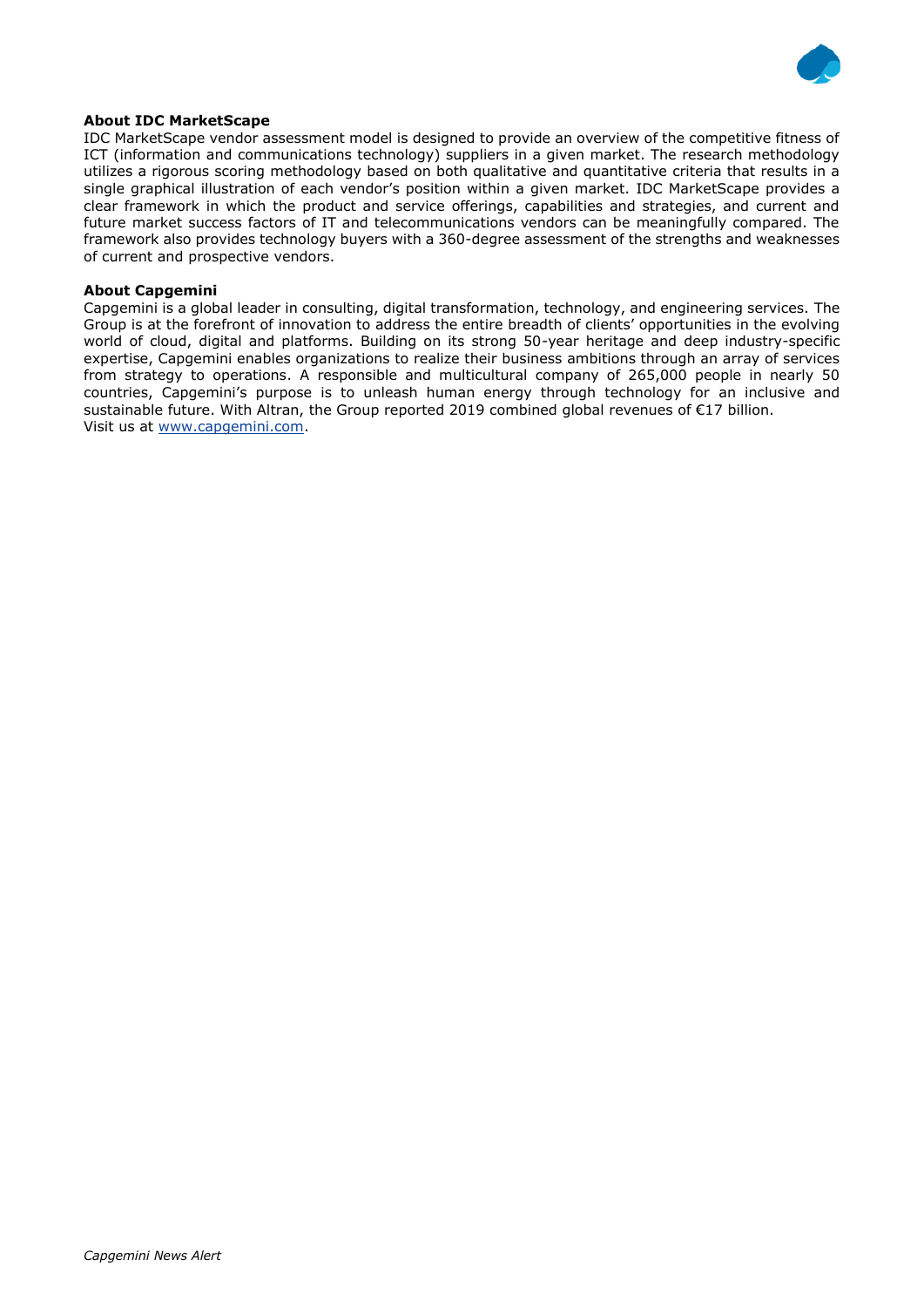**About IDC MarketScape**

IDC MarketScape vendor assessment model is designed to provide an overview of the competitive fitness of ICT (information and communications technology) suppliers in a given market. The research methodology utilizes a rigorous scoring methodology based on both qualitative and quantitative criteria that results in a single graphical illustration of each vendor's position within a given market. IDC MarketScape provides a clear framework in which the product and service offerings, capabilities and strategies, and current and future market success factors of IT and telecommunications vendors can be meaningfully compared. The framework also provides technology buyers with a 360-degree assessment of the strengths and weaknesses of current and prospective vendors.

**About Capgemini**

Capgemini is a global leader in consulting, digital transformation, technology, and engineering services. The Group is at the forefront of innovation to address the entire breadth of clients' opportunities in the evolving world of cloud, digital and platforms. Building on its strong 50-year heritage and deep industry-specific expertise, Capgemini enables organizations to realize their business ambitions through an array of services from strategy to operations. A responsible and multicultural company of 265,000 people in nearly 50 countries, Capgemini's purpose is to unleash human energy through technology for an inclusive and sustainable future. With Altran, the Group reported 2019 combined global revenues of €17 billion.
Visit us at [www.capgemini.com](http://www.capgemini.com).